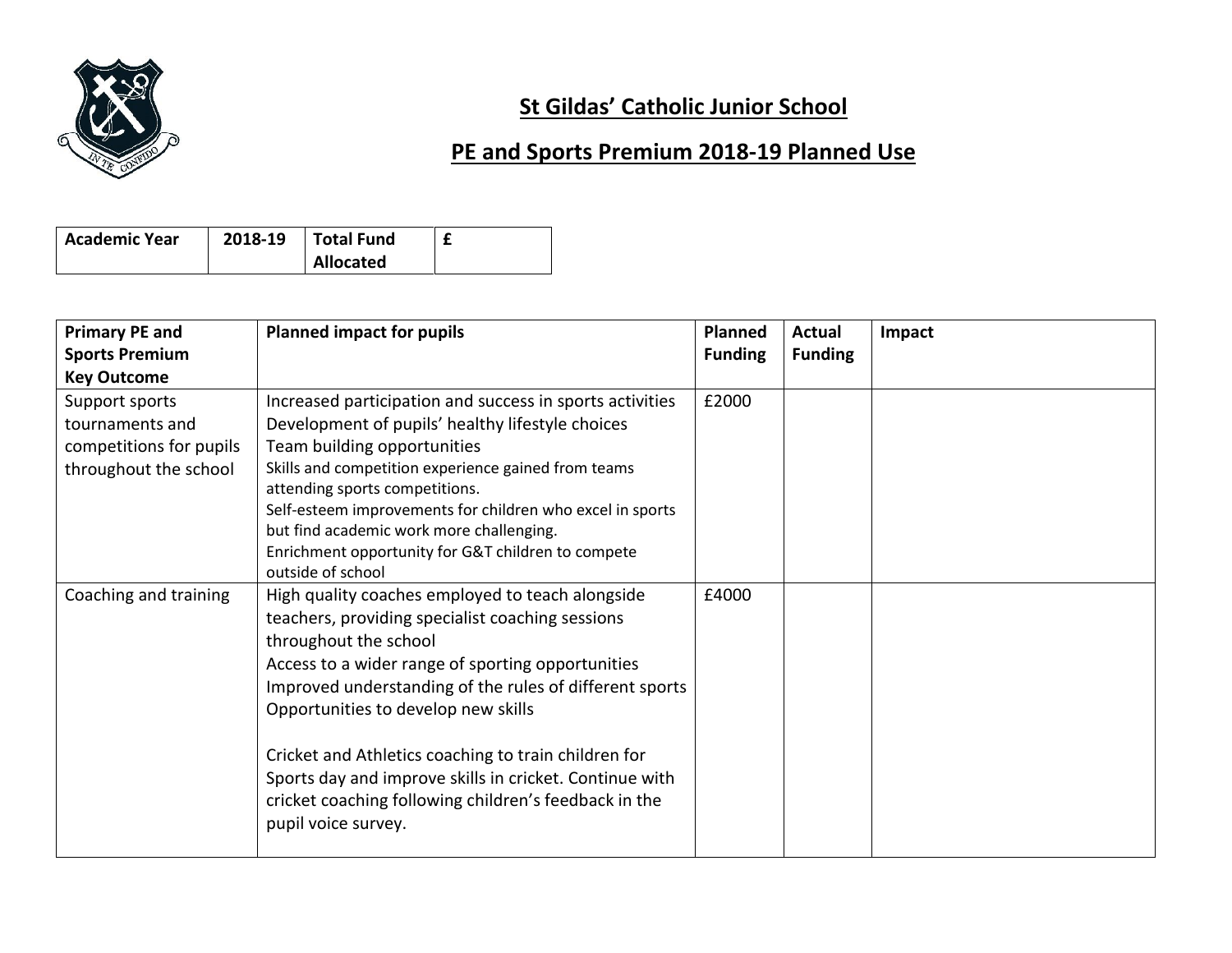# St Gildas' Catholic Junior School

## PE and Sports Premium 2018-19 Planned Use

| Academic Year | 2018-19 | Total Fund Allocated | £ |
|---|---|---|---|

| Primary PE and Sports Premium Key Outcome | Planned impact for pupils | Planned Funding | Actual Funding | Impact |
|---|---|---|---|---|
| Support sports tournaments and competitions for pupils throughout the school | Increased participation and success in sports activities<br>Development of pupils' healthy lifestyle choices<br>Team building opportunities<br>Skills and competition experience gained from teams attending sports competitions.<br>Self-esteem improvements for children who excel in sports but find academic work more challenging.<br>Enrichment opportunity for G&T children to compete outside of school | £2000 | | |
| Coaching and training | High quality coaches employed to teach alongside teachers, providing specialist coaching sessions throughout the school<br>Access to a wider range of sporting opportunities<br>Improved understanding of the rules of different sports<br>Opportunities to develop new skills<br><br>Cricket and Athletics coaching to train children for Sports day and improve skills in cricket. Continue with cricket coaching following children's feedback in the pupil voice survey. | £4000 | | |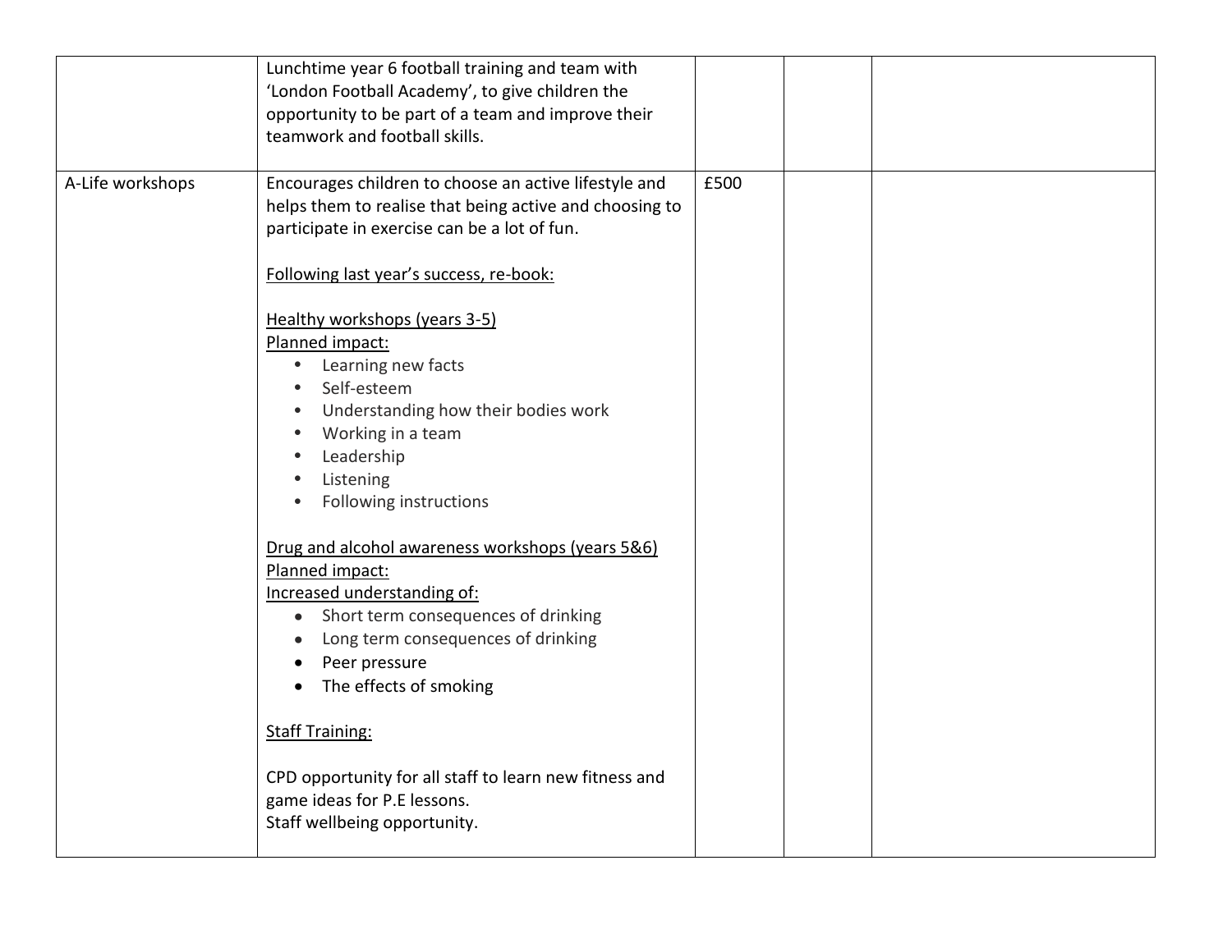| | | | | |
|---|---|---|---|---|
| | Lunchtime year 6 football training and team with ‘London Football Academy’, to give children the opportunity to be part of a team and improve their teamwork and football skills. | | | |
| A-Life workshops | Encourages children to choose an active lifestyle and helps them to realise that being active and choosing to participate in exercise can be a lot of fun.<br><br><u>Following last year’s success, re-book:</u><br><br><u>Healthy workshops (years 3-5)</u><br><u>Planned impact:</u><br>• Learning new facts<br>• Self-esteem<br>• Understanding how their bodies work<br>• Working in a team<br>• Leadership<br>• Listening<br>• Following instructions<br><br><u>Drug and alcohol awareness workshops (years 5&6)</u><br><u>Planned impact:</u><br><u>Increased understanding of:</u><br>• Short term consequences of drinking<br>• Long term consequences of drinking<br>• Peer pressure<br>• The effects of smoking<br><br><u>Staff Training:</u><br><br>CPD opportunity for all staff to learn new fitness and game ideas for P.E lessons.<br>Staff wellbeing opportunity. | £500 | | |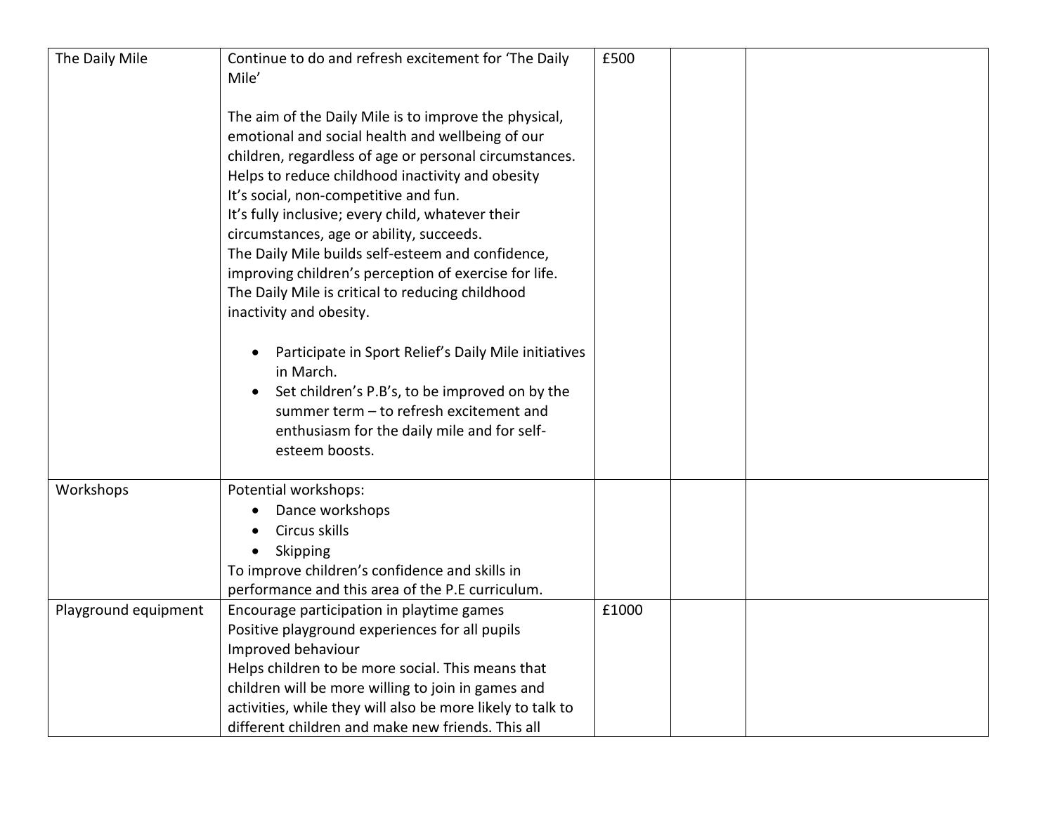| | | | | |
|---|---|---|---|---|
| The Daily Mile | Continue to do and refresh excitement for 'The Daily Mile'<br><br>The aim of the Daily Mile is to improve the physical, emotional and social health and wellbeing of our children, regardless of age or personal circumstances.<br>Helps to reduce childhood inactivity and obesity<br>It's social, non-competitive and fun.<br>It's fully inclusive; every child, whatever their circumstances, age or ability, succeeds.<br>The Daily Mile builds self-esteem and confidence, improving children's perception of exercise for life.<br>The Daily Mile is critical to reducing childhood inactivity and obesity.<br><br>• Participate in Sport Relief's Daily Mile initiatives in March.<br>• Set children's P.B's, to be improved on by the summer term – to refresh excitement and enthusiasm for the daily mile and for self-esteem boosts. | £500 | | |
| Workshops | Potential workshops:<br>• Dance workshops<br>• Circus skills<br>• Skipping<br>To improve children's confidence and skills in performance and this area of the P.E curriculum. | | | |
| Playground equipment | Encourage participation in playtime games<br>Positive playground experiences for all pupils<br>Improved behaviour<br>Helps children to be more social. This means that children will be more willing to join in games and activities, while they will also be more likely to talk to different children and make new friends. This all | £1000 | | |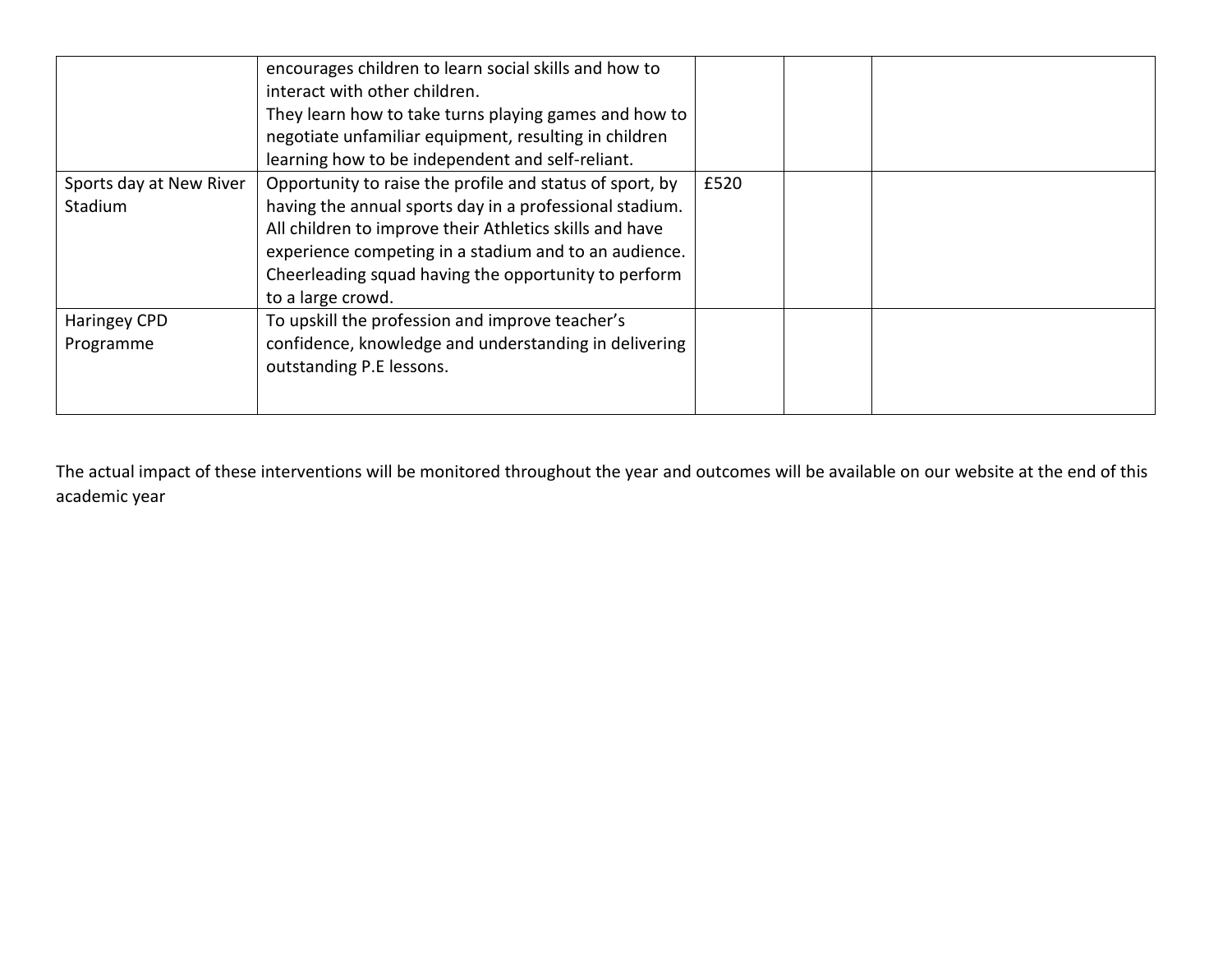| | | | | |
|---|---|---|---|---|
| | encourages children to learn social skills and how to interact with other children.<br>They learn how to take turns playing games and how to negotiate unfamiliar equipment, resulting in children learning how to be independent and self-reliant. | | | |
| Sports day at New River Stadium | Opportunity to raise the profile and status of sport, by having the annual sports day in a professional stadium.<br>All children to improve their Athletics skills and have experience competing in a stadium and to an audience.<br>Cheerleading squad having the opportunity to perform to a large crowd. | £520 | | |
| Haringey CPD Programme | To upskill the profession and improve teacher's confidence, knowledge and understanding in delivering outstanding P.E lessons. | | | |

The actual impact of these interventions will be monitored throughout the year and outcomes will be available on our website at the end of this academic year